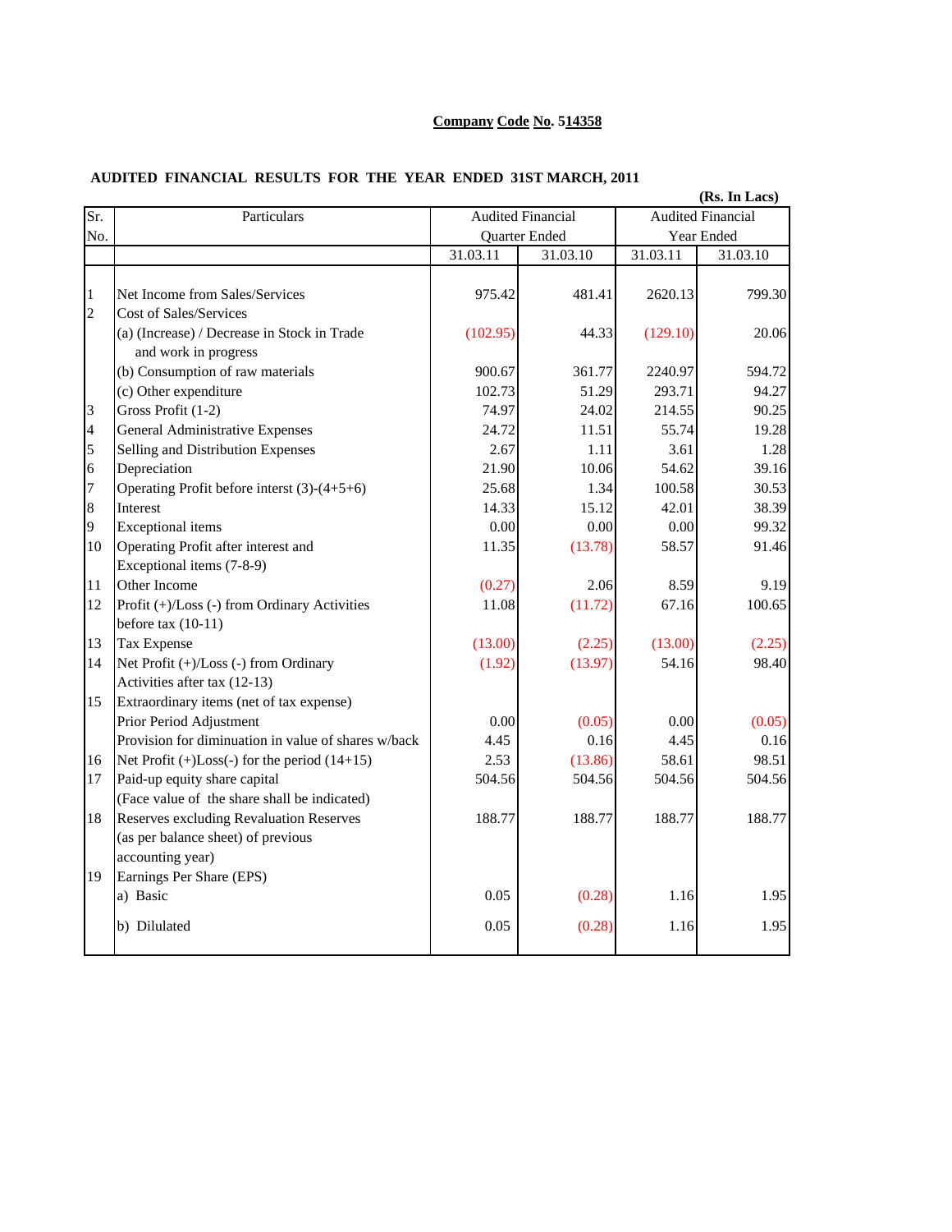**Company Code No. 514358**

**AUDITED FINANCIAL RESULTS FOR THE YEAR ENDED 31ST MARCH, 2011**

**(Rs. In Lacs)**

| Sr. No. | Particulars | Audited Financial Quarter Ended | | Audited Financial Year Ended | |
|---|---|---|---|---|---|
| | | 31.03.11 | 31.03.10 | 31.03.11 | 31.03.10 |
| 1 | Net Income from Sales/Services | 975.42 | 481.41 | 2620.13 | 799.30 |
| 2 | Cost of Sales/Services | | | | |
| | (a) (Increase) / Decrease in Stock in Trade and work in progress | (102.95) | 44.33 | (129.10) | 20.06 |
| | (b) Consumption of raw materials | 900.67 | 361.77 | 2240.97 | 594.72 |
| | (c) Other expenditure | 102.73 | 51.29 | 293.71 | 94.27 |
| 3 | Gross Profit (1-2) | 74.97 | 24.02 | 214.55 | 90.25 |
| 4 | General Administrative Expenses | 24.72 | 11.51 | 55.74 | 19.28 |
| 5 | Selling and Distribution Expenses | 2.67 | 1.11 | 3.61 | 1.28 |
| 6 | Depreciation | 21.90 | 10.06 | 54.62 | 39.16 |
| 7 | Operating Profit before interst (3)-(4+5+6) | 25.68 | 1.34 | 100.58 | 30.53 |
| 8 | Interest | 14.33 | 15.12 | 42.01 | 38.39 |
| 9 | Exceptional items | 0.00 | 0.00 | 0.00 | 99.32 |
| 10 | Operating Profit after interest and Exceptional items (7-8-9) | 11.35 | (13.78) | 58.57 | 91.46 |
| 11 | Other Income | (0.27) | 2.06 | 8.59 | 9.19 |
| 12 | Profit (+)/Loss (-) from Ordinary Activities before tax (10-11) | 11.08 | (11.72) | 67.16 | 100.65 |
| 13 | Tax Expense | (13.00) | (2.25) | (13.00) | (2.25) |
| 14 | Net Profit (+)/Loss (-) from Ordinary Activities after tax (12-13) | (1.92) | (13.97) | 54.16 | 98.40 |
| 15 | Extraordinary items (net of tax expense) | | | | |
| | Prior Period Adjustment | 0.00 | (0.05) | 0.00 | (0.05) |
| | Provision for diminuation in value of shares w/back | 4.45 | 0.16 | 4.45 | 0.16 |
| 16 | Net Profit (+)Loss(-) for the period (14+15) | 2.53 | (13.86) | 58.61 | 98.51 |
| 17 | Paid-up equity share capital (Face value of the share shall be indicated) | 504.56 | 504.56 | 504.56 | 504.56 |
| 18 | Reserves excluding Revaluation Reserves (as per balance sheet) of previous accounting year) | 188.77 | 188.77 | 188.77 | 188.77 |
| 19 | Earnings Per Share (EPS) | | | | |
| | a) Basic | 0.05 | (0.28) | 1.16 | 1.95 |
| | b) Diluted | 0.05 | (0.28) | 1.16 | 1.95 |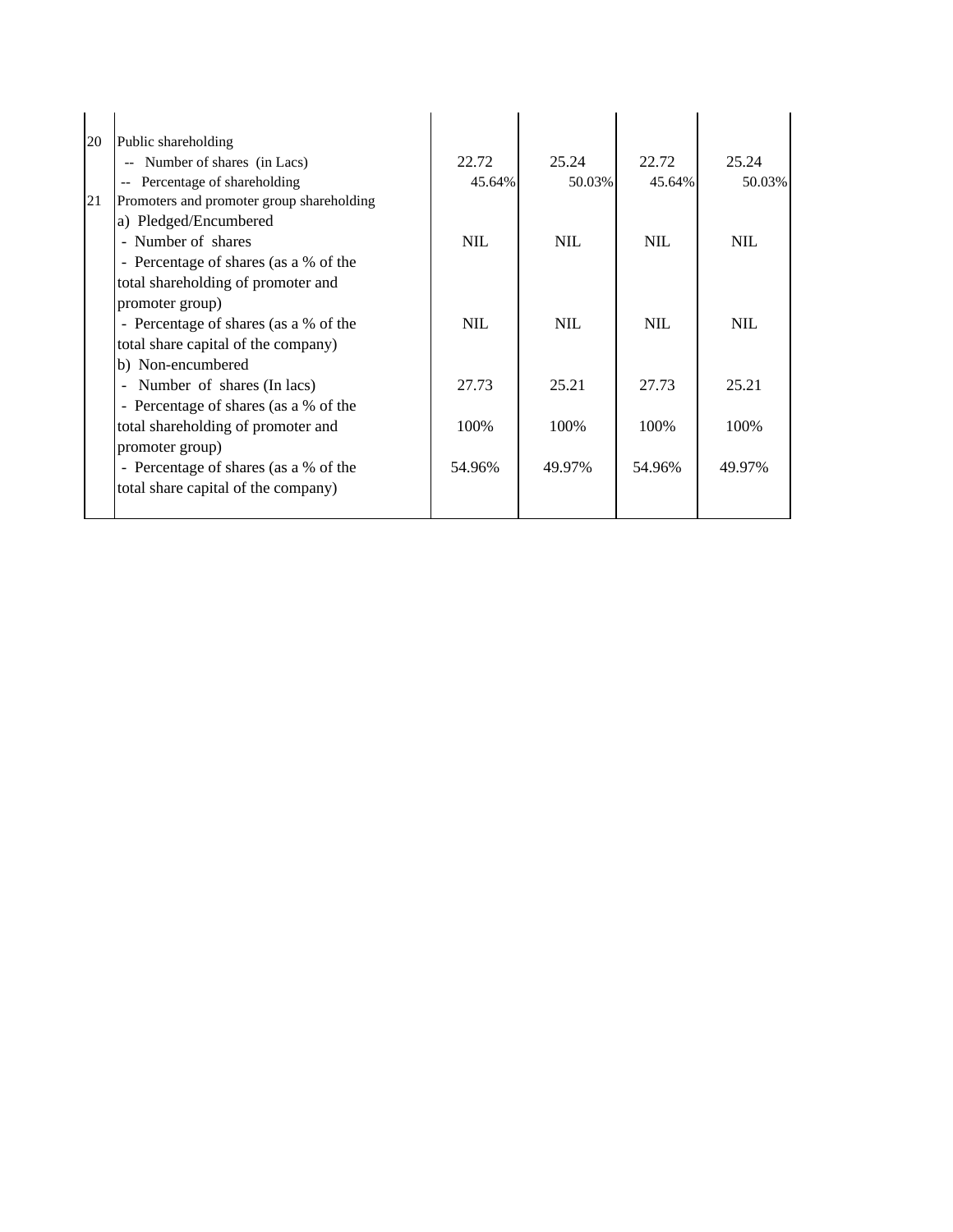| | | | | | |
|---|---|---|---|---|---|
| 20 | Public shareholding | | | | |
| | -- Number of shares (in Lacs) | 22.72 | 25.24 | 22.72 | 25.24 |
| | -- Percentage of shareholding | 45.64% | 50.03% | 45.64% | 50.03% |
| 21 | Promoters and promoter group shareholding | | | | |
| | a) Pledged/Encumbered | | | | |
| | - Number of shares | NIL | NIL | NIL | NIL |
| | - Percentage of shares (as a % of the total shareholding of promoter and promoter group) | | | | |
| | - Percentage of shares (as a % of the total share capital of the company) | NIL | NIL | NIL | NIL |
| | b) Non-encumbered | | | | |
| | - Number of shares (In lacs) | 27.73 | 25.21 | 27.73 | 25.21 |
| | - Percentage of shares (as a % of the total shareholding of promoter and promoter group) | 100% | 100% | 100% | 100% |
| | - Percentage of shares (as a % of the total share capital of the company) | 54.96% | 49.97% | 54.96% | 49.97% |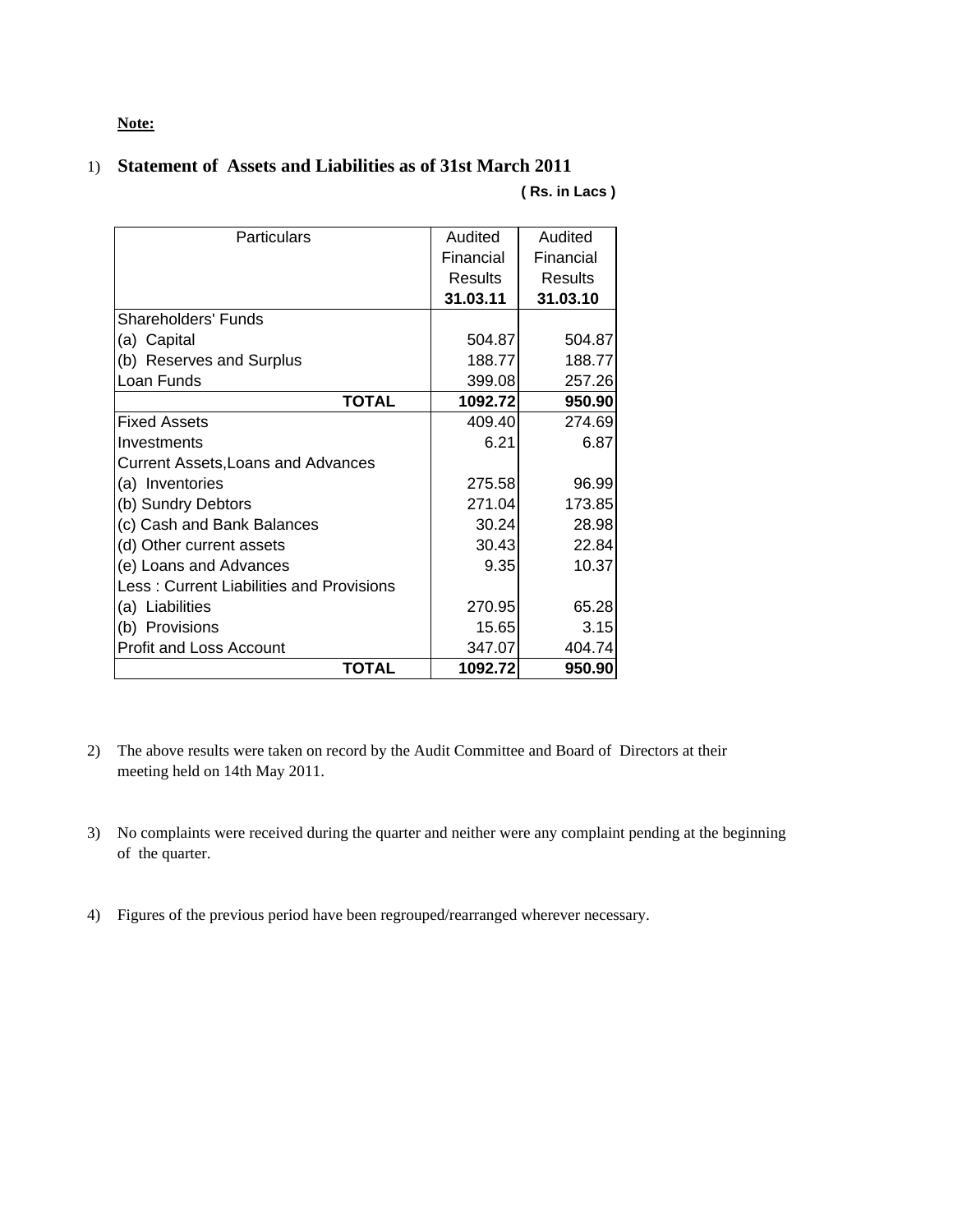**Note:**

1) **Statement of Assets and Liabilities as of 31st March 2011**

**( Rs. in Lacs )**

| Particulars | Audited Financial Results **31.03.11** | Audited Financial Results **31.03.10** |
|---|---|---|
| Shareholders' Funds | | |
| (a) Capital | 504.87 | 504.87 |
| (b) Reserves and Surplus | 188.77 | 188.77 |
| Loan Funds | 399.08 | 257.26 |
| **TOTAL** | **1092.72** | **950.90** |
| Fixed Assets | 409.40 | 274.69 |
| Investments | 6.21 | 6.87 |
| Current Assets,Loans and Advances | | |
| (a) Inventories | 275.58 | 96.99 |
| (b) Sundry Debtors | 271.04 | 173.85 |
| (c) Cash and Bank Balances | 30.24 | 28.98 |
| (d) Other current assets | 30.43 | 22.84 |
| (e) Loans and Advances | 9.35 | 10.37 |
| Less : Current Liabilities and Provisions | | |
| (a) Liabilities | 270.95 | 65.28 |
| (b) Provisions | 15.65 | 3.15 |
| Profit and Loss Account | 347.07 | 404.74 |
| **TOTAL** | **1092.72** | **950.90** |

2) The above results were taken on record by the Audit Committee and Board of Directors at their meeting held on 14th May 2011.

3) No complaints were received during the quarter and neither were any complaint pending at the beginning of the quarter.

4) Figures of the previous period have been regrouped/rearranged wherever necessary.